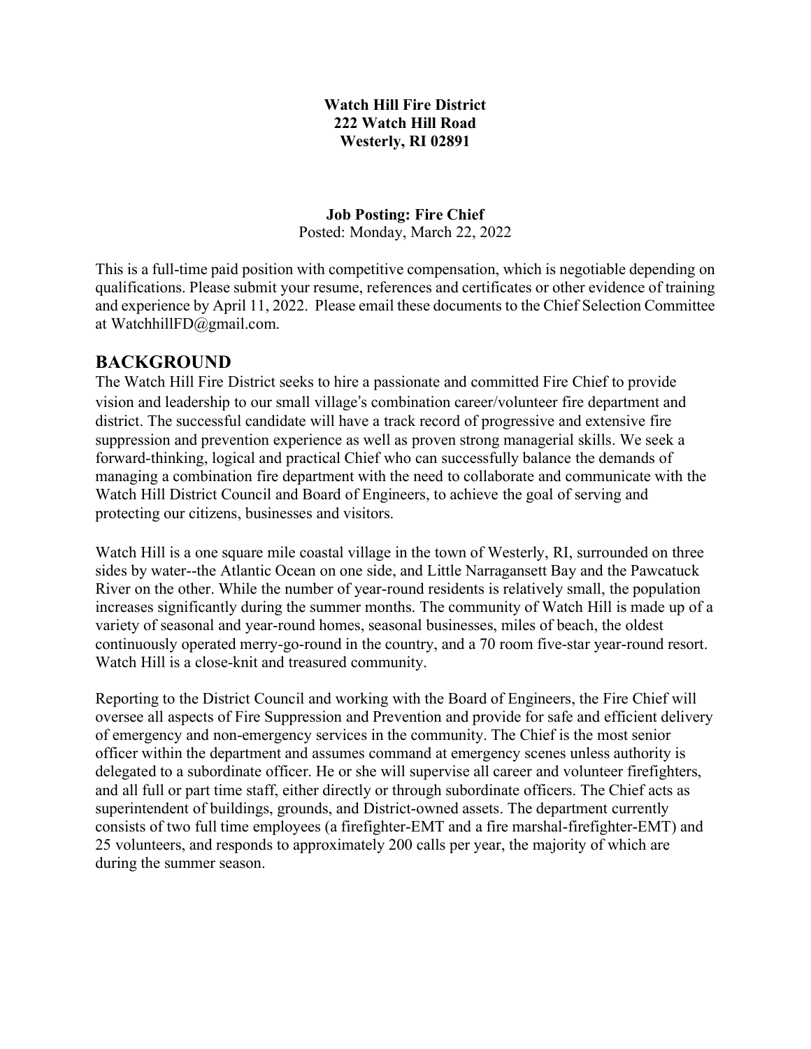**Watch Hill Fire District**
**222 Watch Hill Road**
**Westerly, RI 02891**

**Job Posting: Fire Chief**
Posted: Monday, March 22, 2022

This is a full-time paid position with competitive compensation, which is negotiable depending on qualifications. Please submit your resume, references and certificates or other evidence of training and experience by April 11, 2022. Please email these documents to the Chief Selection Committee at WatchhillFD@gmail.com.

## BACKGROUND

The Watch Hill Fire District seeks to hire a passionate and committed Fire Chief to provide vision and leadership to our small village's combination career/volunteer fire department and district. The successful candidate will have a track record of progressive and extensive fire suppression and prevention experience as well as proven strong managerial skills. We seek a forward-thinking, logical and practical Chief who can successfully balance the demands of managing a combination fire department with the need to collaborate and communicate with the Watch Hill District Council and Board of Engineers, to achieve the goal of serving and protecting our citizens, businesses and visitors.

Watch Hill is a one square mile coastal village in the town of Westerly, RI, surrounded on three sides by water--the Atlantic Ocean on one side, and Little Narragansett Bay and the Pawcatuck River on the other. While the number of year-round residents is relatively small, the population increases significantly during the summer months. The community of Watch Hill is made up of a variety of seasonal and year-round homes, seasonal businesses, miles of beach, the oldest continuously operated merry-go-round in the country, and a 70 room five-star year-round resort. Watch Hill is a close-knit and treasured community.

Reporting to the District Council and working with the Board of Engineers, the Fire Chief will oversee all aspects of Fire Suppression and Prevention and provide for safe and efficient delivery of emergency and non-emergency services in the community. The Chief is the most senior officer within the department and assumes command at emergency scenes unless authority is delegated to a subordinate officer. He or she will supervise all career and volunteer firefighters, and all full or part time staff, either directly or through subordinate officers. The Chief acts as superintendent of buildings, grounds, and District-owned assets. The department currently consists of two full time employees (a firefighter-EMT and a fire marshal-firefighter-EMT) and 25 volunteers, and responds to approximately 200 calls per year, the majority of which are during the summer season.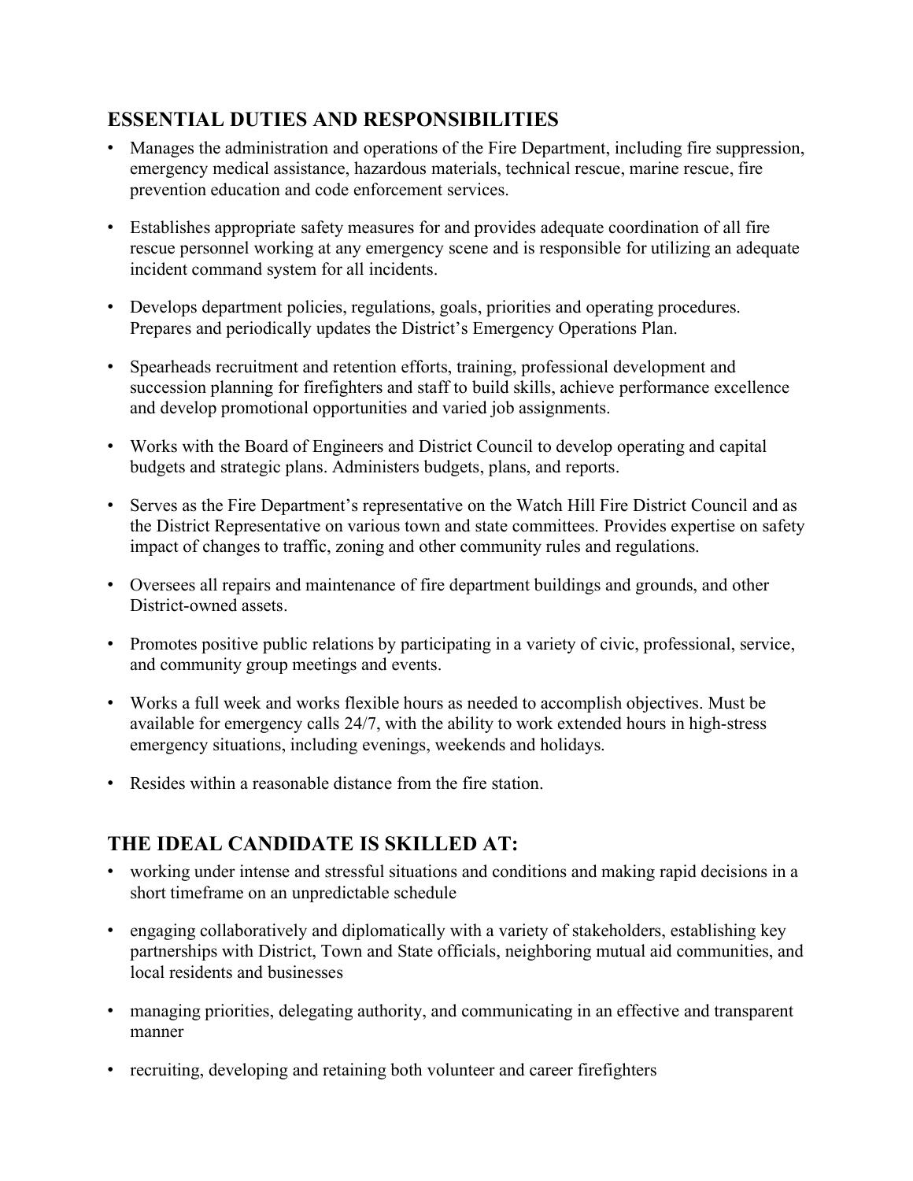## ESSENTIAL DUTIES AND RESPONSIBILITIES

- Manages the administration and operations of the Fire Department, including fire suppression, emergency medical assistance, hazardous materials, technical rescue, marine rescue, fire prevention education and code enforcement services.
- Establishes appropriate safety measures for and provides adequate coordination of all fire rescue personnel working at any emergency scene and is responsible for utilizing an adequate incident command system for all incidents.
- Develops department policies, regulations, goals, priorities and operating procedures. Prepares and periodically updates the District's Emergency Operations Plan.
- Spearheads recruitment and retention efforts, training, professional development and succession planning for firefighters and staff to build skills, achieve performance excellence and develop promotional opportunities and varied job assignments.
- Works with the Board of Engineers and District Council to develop operating and capital budgets and strategic plans. Administers budgets, plans, and reports.
- Serves as the Fire Department's representative on the Watch Hill Fire District Council and as the District Representative on various town and state committees. Provides expertise on safety impact of changes to traffic, zoning and other community rules and regulations.
- Oversees all repairs and maintenance of fire department buildings and grounds, and other District-owned assets.
- Promotes positive public relations by participating in a variety of civic, professional, service, and community group meetings and events.
- Works a full week and works flexible hours as needed to accomplish objectives. Must be available for emergency calls 24/7, with the ability to work extended hours in high-stress emergency situations, including evenings, weekends and holidays.
- Resides within a reasonable distance from the fire station.

## THE IDEAL CANDIDATE IS SKILLED AT:

- working under intense and stressful situations and conditions and making rapid decisions in a short timeframe on an unpredictable schedule
- engaging collaboratively and diplomatically with a variety of stakeholders, establishing key partnerships with District, Town and State officials, neighboring mutual aid communities, and local residents and businesses
- managing priorities, delegating authority, and communicating in an effective and transparent manner
- recruiting, developing and retaining both volunteer and career firefighters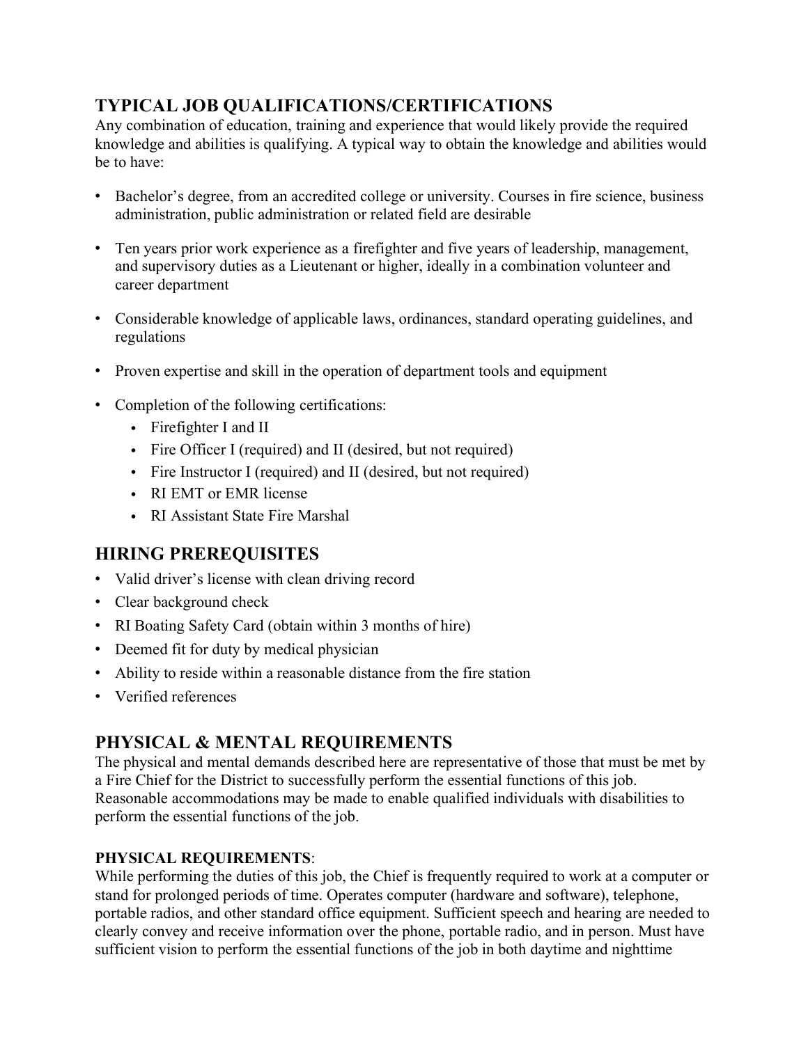## TYPICAL JOB QUALIFICATIONS/CERTIFICATIONS

Any combination of education, training and experience that would likely provide the required knowledge and abilities is qualifying. A typical way to obtain the knowledge and abilities would be to have:

- Bachelor's degree, from an accredited college or university. Courses in fire science, business administration, public administration or related field are desirable
- Ten years prior work experience as a firefighter and five years of leadership, management, and supervisory duties as a Lieutenant or higher, ideally in a combination volunteer and career department
- Considerable knowledge of applicable laws, ordinances, standard operating guidelines, and regulations
- Proven expertise and skill in the operation of department tools and equipment
- Completion of the following certifications:
  - Firefighter I and II
  - Fire Officer I (required) and II (desired, but not required)
  - Fire Instructor I (required) and II (desired, but not required)
  - RI EMT or EMR license
  - RI Assistant State Fire Marshal

## HIRING PREREQUISITES

- Valid driver's license with clean driving record
- Clear background check
- RI Boating Safety Card (obtain within 3 months of hire)
- Deemed fit for duty by medical physician
- Ability to reside within a reasonable distance from the fire station
- Verified references

## PHYSICAL & MENTAL REQUIREMENTS

The physical and mental demands described here are representative of those that must be met by a Fire Chief for the District to successfully perform the essential functions of this job. Reasonable accommodations may be made to enable qualified individuals with disabilities to perform the essential functions of the job.

**PHYSICAL REQUIREMENTS**:

While performing the duties of this job, the Chief is frequently required to work at a computer or stand for prolonged periods of time. Operates computer (hardware and software), telephone, portable radios, and other standard office equipment. Sufficient speech and hearing are needed to clearly convey and receive information over the phone, portable radio, and in person. Must have sufficient vision to perform the essential functions of the job in both daytime and nighttime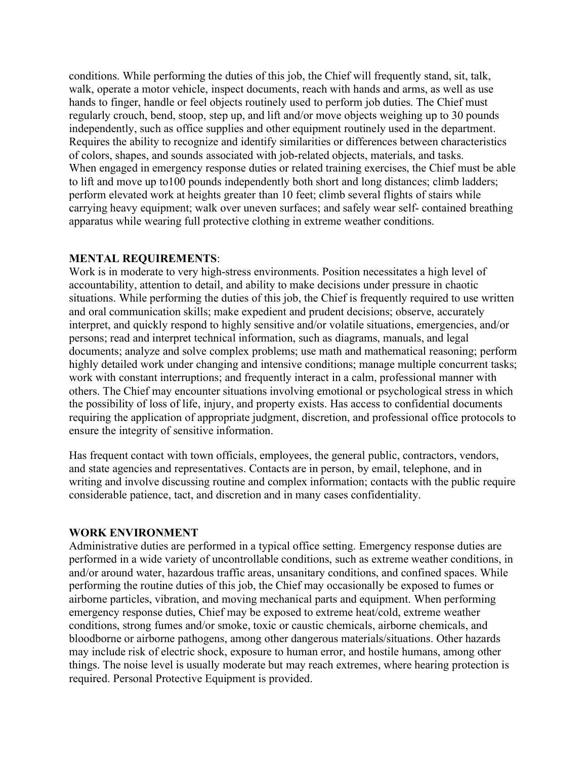conditions. While performing the duties of this job, the Chief will frequently stand, sit, talk, walk, operate a motor vehicle, inspect documents, reach with hands and arms, as well as use hands to finger, handle or feel objects routinely used to perform job duties. The Chief must regularly crouch, bend, stoop, step up, and lift and/or move objects weighing up to 30 pounds independently, such as office supplies and other equipment routinely used in the department. Requires the ability to recognize and identify similarities or differences between characteristics of colors, shapes, and sounds associated with job-related objects, materials, and tasks.
When engaged in emergency response duties or related training exercises, the Chief must be able to lift and move up to100 pounds independently both short and long distances; climb ladders; perform elevated work at heights greater than 10 feet; climb several flights of stairs while carrying heavy equipment; walk over uneven surfaces; and safely wear self- contained breathing apparatus while wearing full protective clothing in extreme weather conditions.

**MENTAL REQUIREMENTS**:
Work is in moderate to very high-stress environments. Position necessitates a high level of accountability, attention to detail, and ability to make decisions under pressure in chaotic situations. While performing the duties of this job, the Chief is frequently required to use written and oral communication skills; make expedient and prudent decisions; observe, accurately interpret, and quickly respond to highly sensitive and/or volatile situations, emergencies, and/or persons; read and interpret technical information, such as diagrams, manuals, and legal documents; analyze and solve complex problems; use math and mathematical reasoning; perform highly detailed work under changing and intensive conditions; manage multiple concurrent tasks; work with constant interruptions; and frequently interact in a calm, professional manner with others. The Chief may encounter situations involving emotional or psychological stress in which the possibility of loss of life, injury, and property exists. Has access to confidential documents requiring the application of appropriate judgment, discretion, and professional office protocols to ensure the integrity of sensitive information.

Has frequent contact with town officials, employees, the general public, contractors, vendors, and state agencies and representatives. Contacts are in person, by email, telephone, and in writing and involve discussing routine and complex information; contacts with the public require considerable patience, tact, and discretion and in many cases confidentiality.

**WORK ENVIRONMENT**
Administrative duties are performed in a typical office setting. Emergency response duties are performed in a wide variety of uncontrollable conditions, such as extreme weather conditions, in and/or around water, hazardous traffic areas, unsanitary conditions, and confined spaces. While performing the routine duties of this job, the Chief may occasionally be exposed to fumes or airborne particles, vibration, and moving mechanical parts and equipment. When performing emergency response duties, Chief may be exposed to extreme heat/cold, extreme weather conditions, strong fumes and/or smoke, toxic or caustic chemicals, airborne chemicals, and bloodborne or airborne pathogens, among other dangerous materials/situations. Other hazards may include risk of electric shock, exposure to human error, and hostile humans, among other things. The noise level is usually moderate but may reach extremes, where hearing protection is required. Personal Protective Equipment is provided.